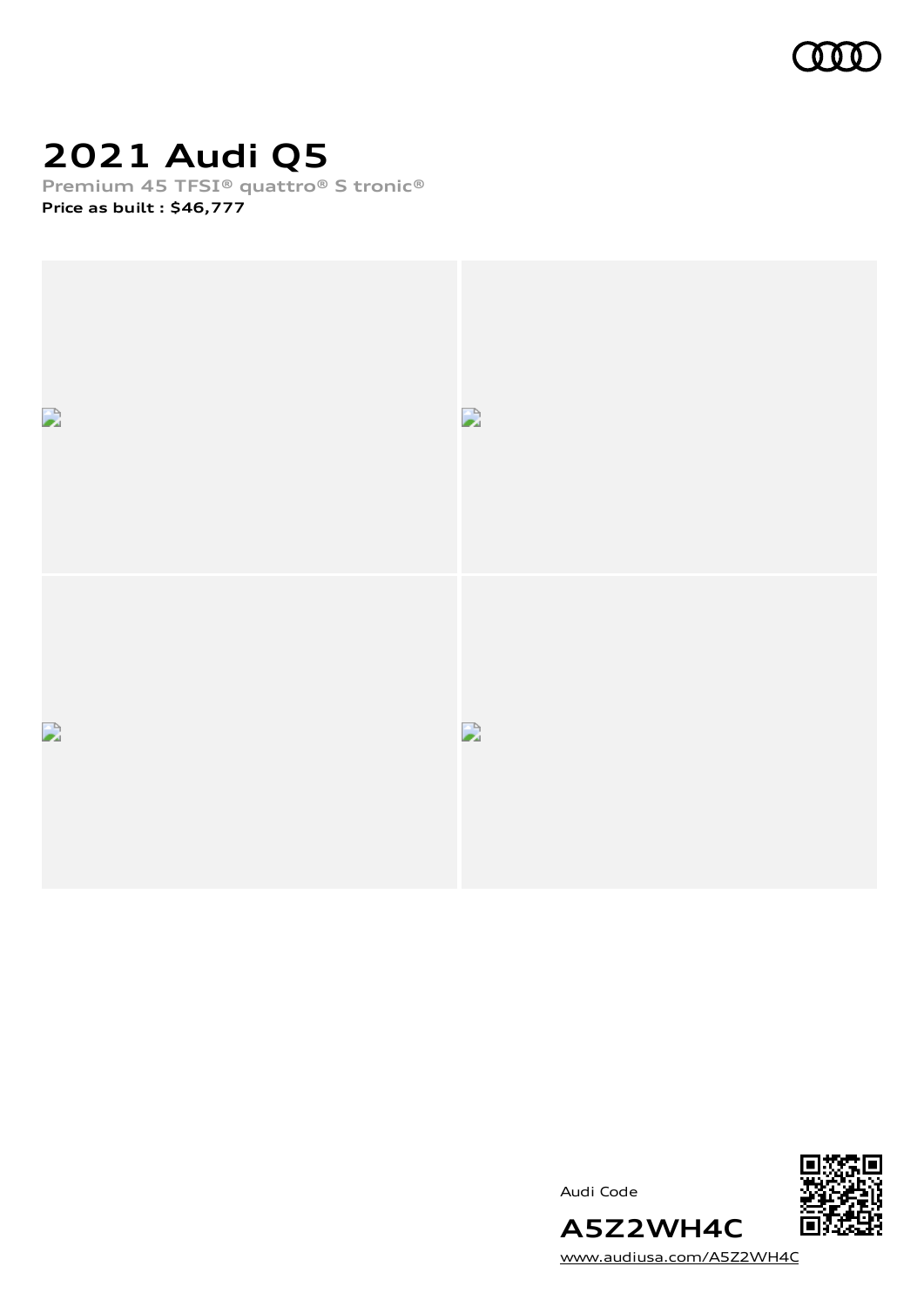# 2021 Audi Q5

Premium 45 TFSI® quattro® S tronic®

**Price as built : $46,777**

Audi Code

**A5Z2WH4C**

www.audiusa.com/A5Z2WH4C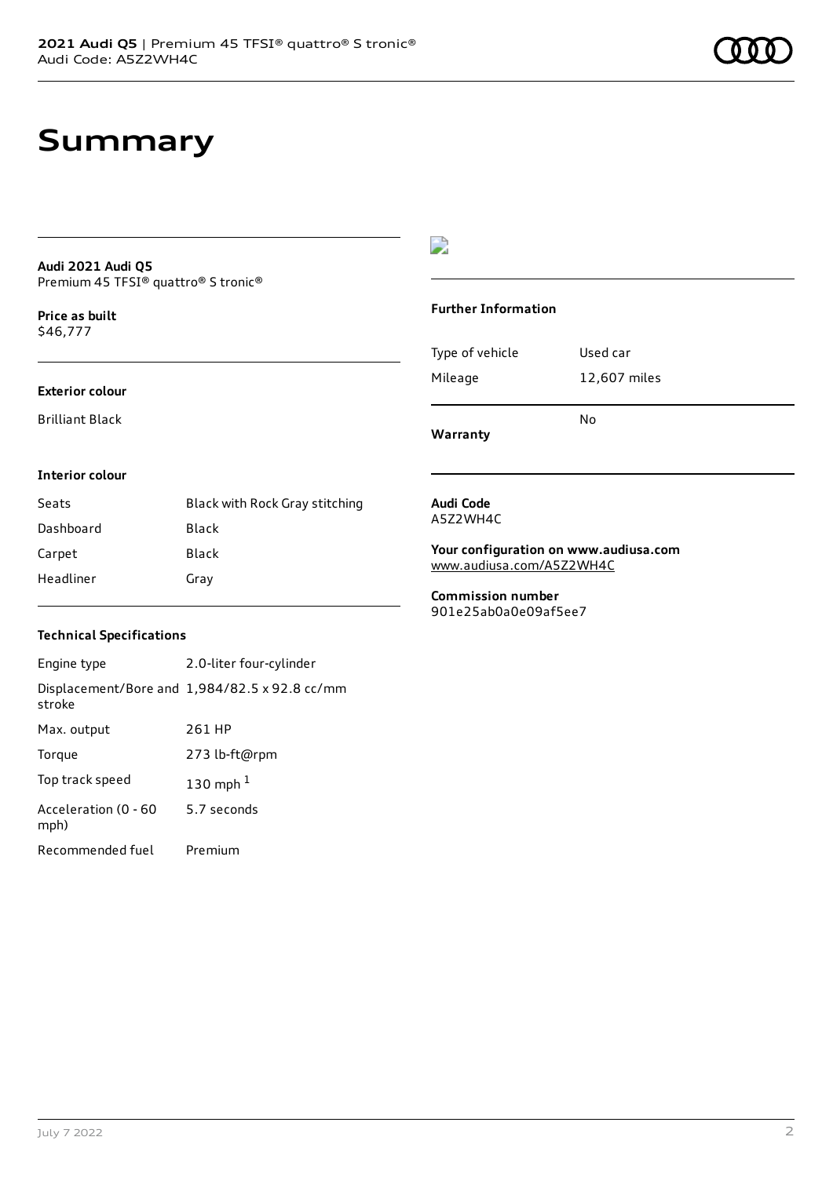# Summary

**Audi 2021 Audi Q5**
Premium 45 TFSI® quattro® S tronic®

**Price as built**
$46,777

**Exterior colour**

Brilliant Black

**Interior colour**

| | |
|---|---|
| Seats | Black with Rock Gray stitching |
| Dashboard | Black |
| Carpet | Black |
| Headliner | Gray |

**Technical Specifications**

| | |
|---|---|
| Engine type | 2.0-liter four-cylinder |
| Displacement/Bore and stroke | 1,984/82.5 x 92.8 cc/mm |
| Max. output | 261 HP |
| Torque | 273 lb-ft@rpm |
| Top track speed | 130 mph [1] |
| Acceleration (0 - 60 mph) | 5.7 seconds |
| Recommended fuel | Premium |

**Further Information**

| | |
|---|---|
| Type of vehicle | Used car |
| Mileage | 12,607 miles |
| **Warranty** | No |

**Audi Code**
A5Z2WH4C

**Your configuration on www.audiusa.com**
www.audiusa.com/A5Z2WH4C

**Commission number**
901e25ab0a0e09af5ee7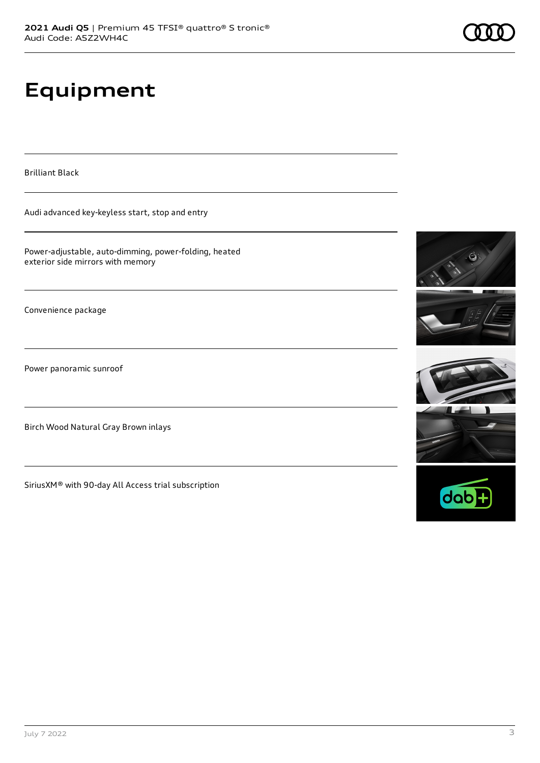# Equipment

Brilliant Black

Audi advanced key-keyless start, stop and entry

Power-adjustable, auto-dimming, power-folding, heated exterior side mirrors with memory

Convenience package

Power panoramic sunroof

Birch Wood Natural Gray Brown inlays

SiriusXM® with 90-day All Access trial subscription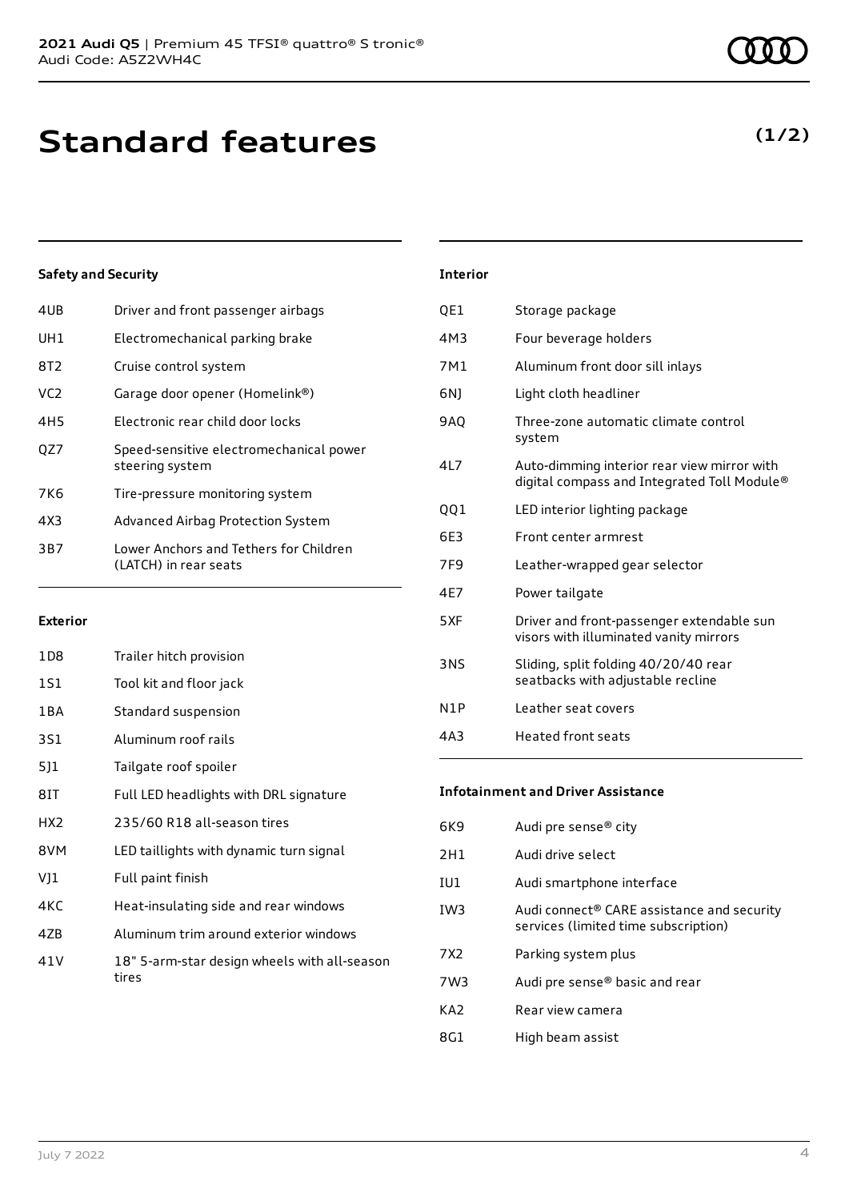# Standard features

**(1/2)**

### Safety and Security

| | |
|---|---|
| 4UB | Driver and front passenger airbags |
| UH1 | Electromechanical parking brake |
| 8T2 | Cruise control system |
| VC2 | Garage door opener (Homelink®) |
| 4H5 | Electronic rear child door locks |
| QZ7 | Speed-sensitive electromechanical power steering system |
| 7K6 | Tire-pressure monitoring system |
| 4X3 | Advanced Airbag Protection System |
| 3B7 | Lower Anchors and Tethers for Children (LATCH) in rear seats |

### Exterior

| | |
|---|---|
| 1D8 | Trailer hitch provision |
| 1S1 | Tool kit and floor jack |
| 1BA | Standard suspension |
| 3S1 | Aluminum roof rails |
| 5J1 | Tailgate roof spoiler |
| 8IT | Full LED headlights with DRL signature |
| HX2 | 235/60 R18 all-season tires |
| 8VM | LED taillights with dynamic turn signal |
| VJ1 | Full paint finish |
| 4KC | Heat-insulating side and rear windows |
| 4ZB | Aluminum trim around exterior windows |
| 41V | 18" 5-arm-star design wheels with all-season tires |

### Interior

| | |
|---|---|
| QE1 | Storage package |
| 4M3 | Four beverage holders |
| 7M1 | Aluminum front door sill inlays |
| 6NJ | Light cloth headliner |
| 9AQ | Three-zone automatic climate control system |
| 4L7 | Auto-dimming interior rear view mirror with digital compass and Integrated Toll Module® |
| QQ1 | LED interior lighting package |
| 6E3 | Front center armrest |
| 7F9 | Leather-wrapped gear selector |
| 4E7 | Power tailgate |
| 5XF | Driver and front-passenger extendable sun visors with illuminated vanity mirrors |
| 3NS | Sliding, split folding 40/20/40 rear seatbacks with adjustable recline |
| N1P | Leather seat covers |
| 4A3 | Heated front seats |

### Infotainment and Driver Assistance

| | |
|---|---|
| 6K9 | Audi pre sense® city |
| 2H1 | Audi drive select |
| IU1 | Audi smartphone interface |
| IW3 | Audi connect® CARE assistance and security services (limited time subscription) |
| 7X2 | Parking system plus |
| 7W3 | Audi pre sense® basic and rear |
| KA2 | Rear view camera |
| 8G1 | High beam assist |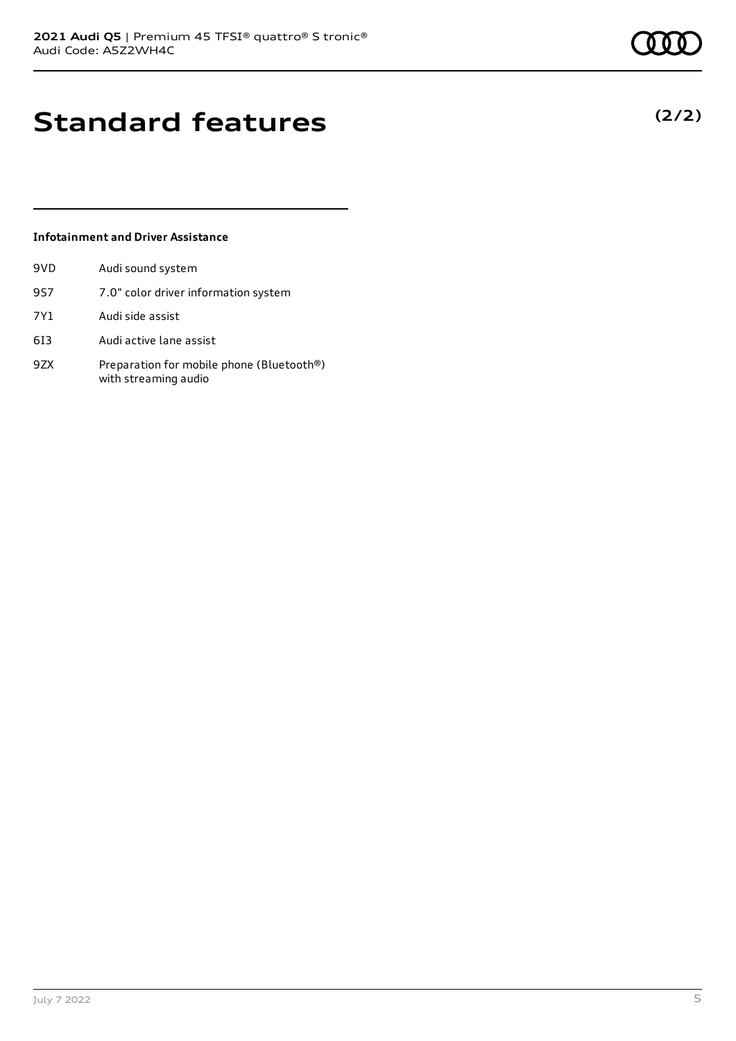# Standard features

**(2/2)**

### Infotainment and Driver Assistance

| | |
|---|---|
| 9VD | Audi sound system |
| 9S7 | 7.0" color driver information system |
| 7Y1 | Audi side assist |
| 6I3 | Audi active lane assist |
| 9ZX | Preparation for mobile phone (Bluetooth®) with streaming audio |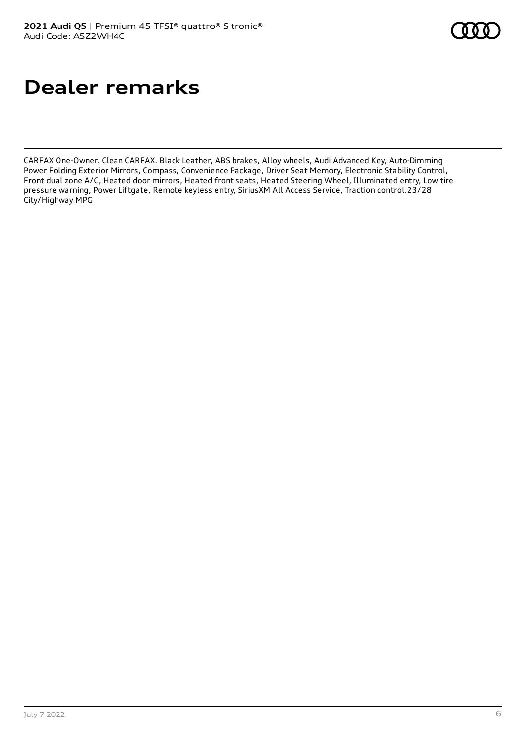# Dealer remarks

CARFAX One-Owner. Clean CARFAX. Black Leather, ABS brakes, Alloy wheels, Audi Advanced Key, Auto-Dimming Power Folding Exterior Mirrors, Compass, Convenience Package, Driver Seat Memory, Electronic Stability Control, Front dual zone A/C, Heated door mirrors, Heated front seats, Heated Steering Wheel, Illuminated entry, Low tire pressure warning, Power Liftgate, Remote keyless entry, SiriusXM All Access Service, Traction control.23/28 City/Highway MPG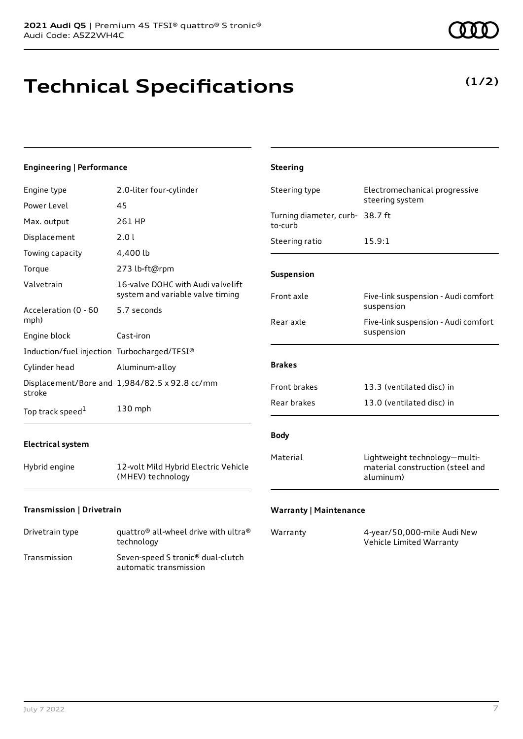# Technical Specifications

**(1/2)**

### Engineering | Performance

| | |
|---|---|
| Engine type | 2.0-liter four-cylinder |
| Power Level | 45 |
| Max. output | 261 HP |
| Displacement | 2.0 l |
| Towing capacity | 4,400 lb |
| Torque | 273 lb-ft@rpm |
| Valvetrain | 16-valve DOHC with Audi valvelift system and variable valve timing |
| Acceleration (0 - 60 mph) | 5.7 seconds |
| Engine block | Cast-iron |
| Induction/fuel injection | Turbocharged/TFSI® |
| Cylinder head | Aluminum-alloy |
| Displacement/Bore and stroke | 1,984/82.5 x 92.8 cc/mm |
| Top track speed[1] | 130 mph |

### Electrical system

| | |
|---|---|
| Hybrid engine | 12-volt Mild Hybrid Electric Vehicle (MHEV) technology |

### Transmission | Drivetrain

| | |
|---|---|
| Drivetrain type | quattro® all-wheel drive with ultra® technology |
| Transmission | Seven-speed S tronic® dual-clutch automatic transmission |

### Steering

| | |
|---|---|
| Steering type | Electromechanical progressive steering system |
| Turning diameter, curb-to-curb | 38.7 ft |
| Steering ratio | 15.9:1 |

### Suspension

| | |
|---|---|
| Front axle | Five-link suspension - Audi comfort suspension |
| Rear axle | Five-link suspension - Audi comfort suspension |

### Brakes

| | |
|---|---|
| Front brakes | 13.3 (ventilated disc) in |
| Rear brakes | 13.0 (ventilated disc) in |

### Body

| | |
|---|---|
| Material | Lightweight technology—multi-material construction (steel and aluminum) |

### Warranty | Maintenance

| | |
|---|---|
| Warranty | 4-year/50,000-mile Audi New Vehicle Limited Warranty |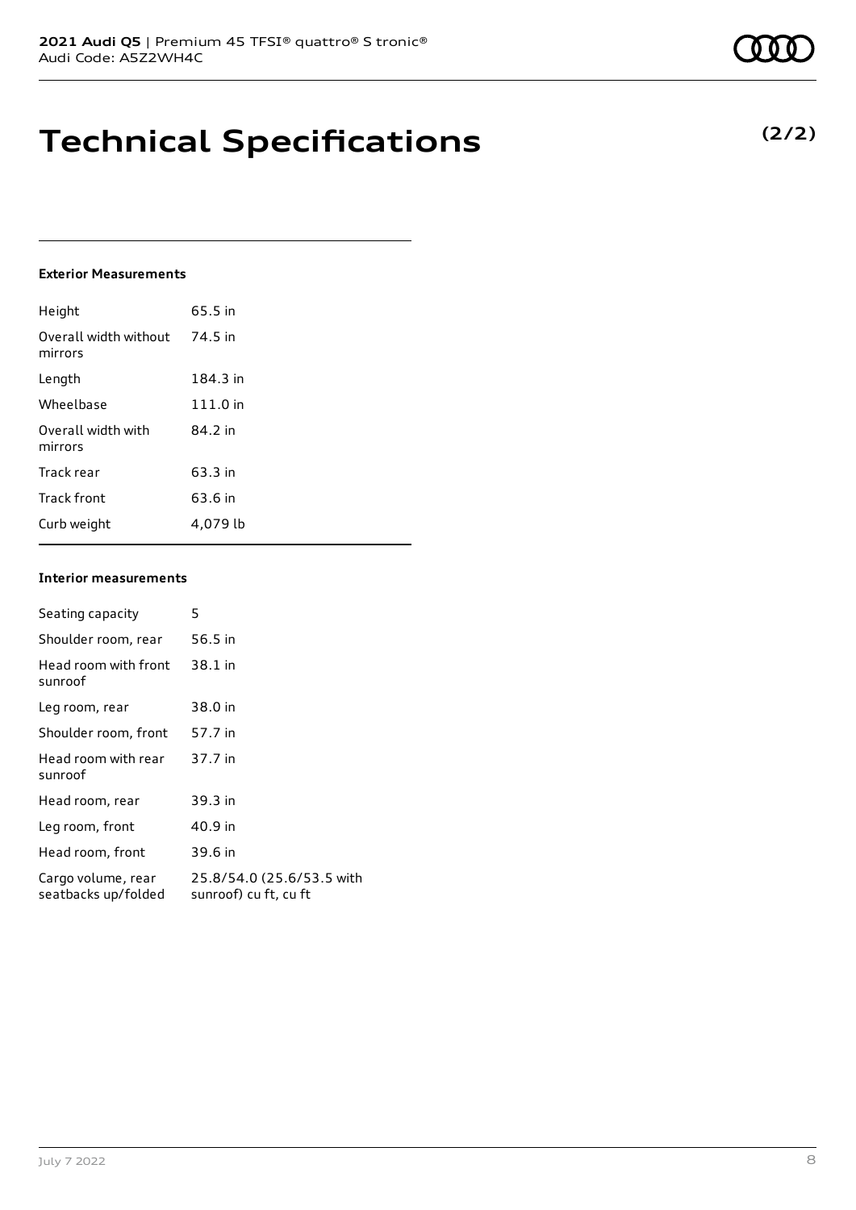# Technical Specifications

**(2/2)**

### Exterior Measurements

| | |
|---|---|
| Height | 65.5 in |
| Overall width without mirrors | 74.5 in |
| Length | 184.3 in |
| Wheelbase | 111.0 in |
| Overall width with mirrors | 84.2 in |
| Track rear | 63.3 in |
| Track front | 63.6 in |
| Curb weight | 4,079 lb |

### Interior measurements

| | |
|---|---|
| Seating capacity | 5 |
| Shoulder room, rear | 56.5 in |
| Head room with front sunroof | 38.1 in |
| Leg room, rear | 38.0 in |
| Shoulder room, front | 57.7 in |
| Head room with rear sunroof | 37.7 in |
| Head room, rear | 39.3 in |
| Leg room, front | 40.9 in |
| Head room, front | 39.6 in |
| Cargo volume, rear seatbacks up/folded | 25.8/54.0 (25.6/53.5 with sunroof) cu ft, cu ft |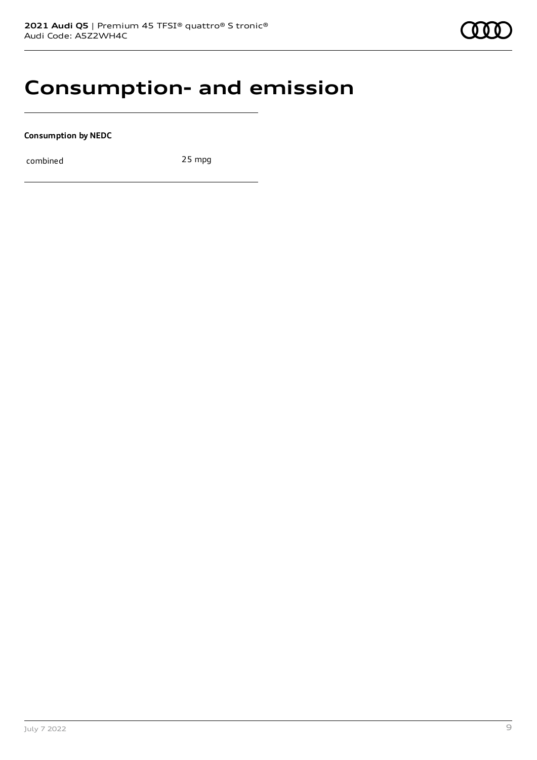# Consumption- and emission

**Consumption by NEDC**

| | |
|---|---|
| combined | 25 mpg |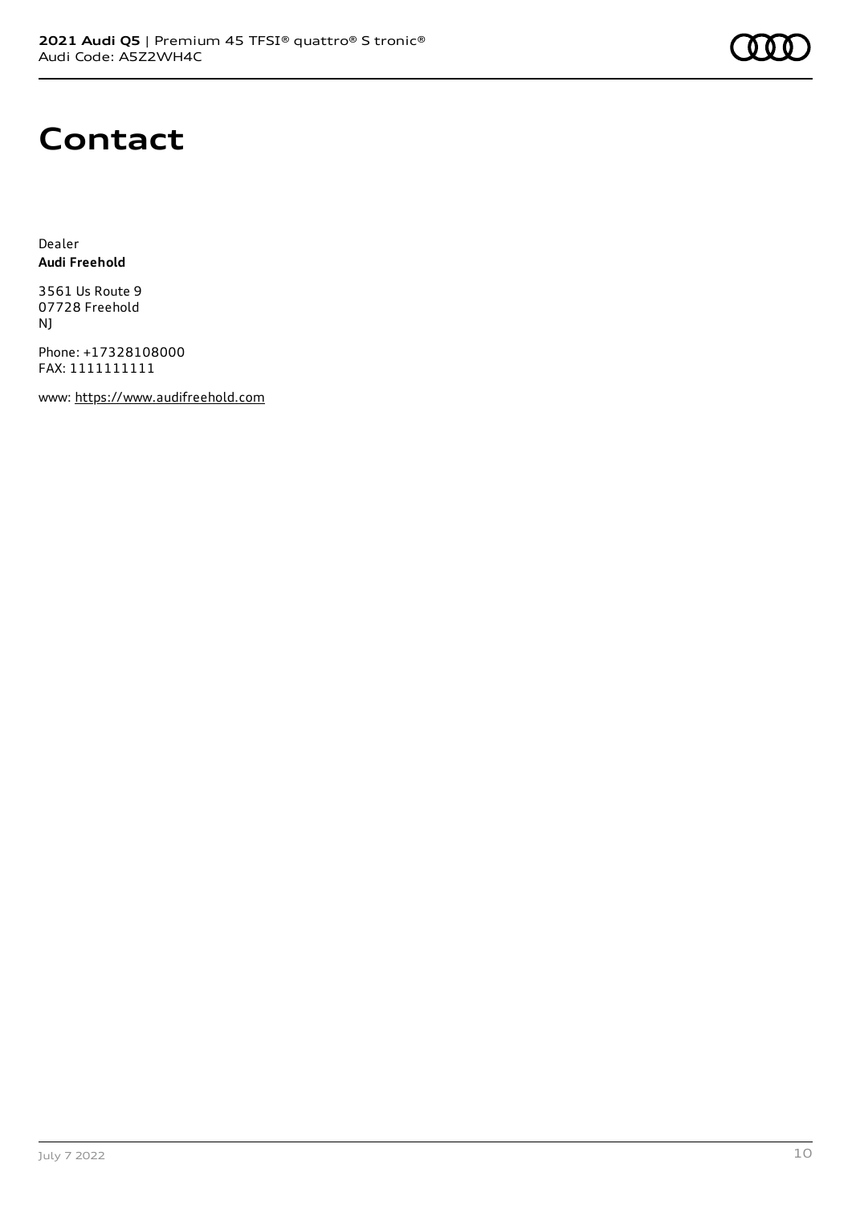# Contact

Dealer
**Audi Freehold**

3561 Us Route 9
07728 Freehold
NJ

Phone: +17328108000
FAX: 1111111111

www: https://www.audifreehold.com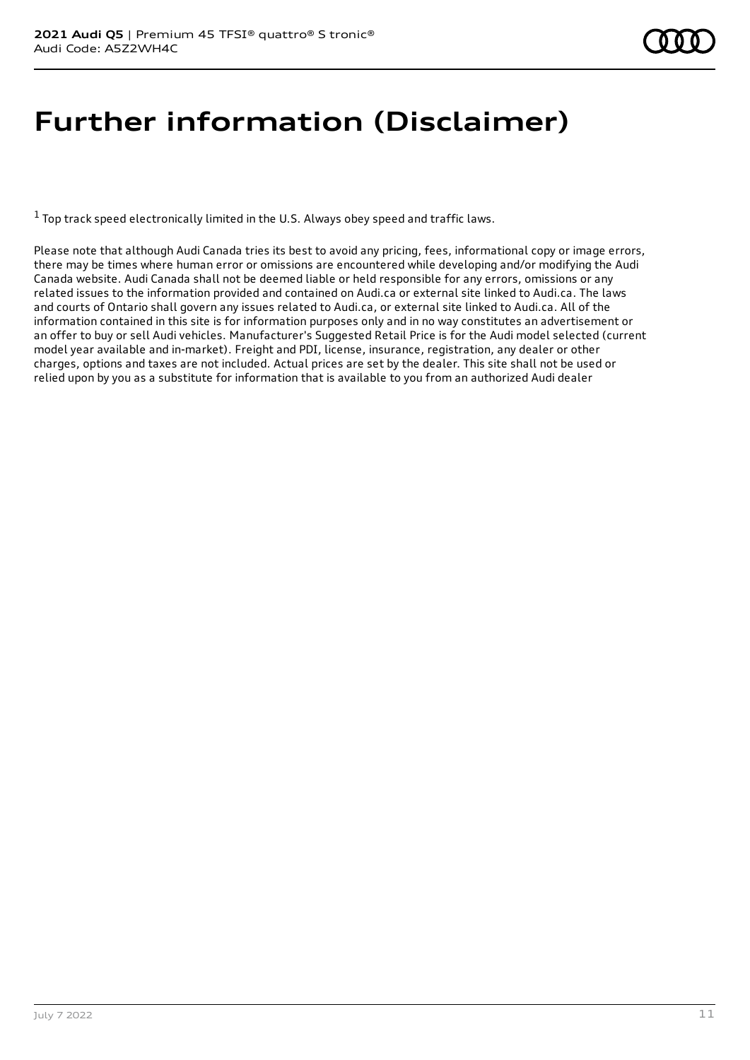# Further information (Disclaimer)

[1] Top track speed electronically limited in the U.S. Always obey speed and traffic laws.

Please note that although Audi Canada tries its best to avoid any pricing, fees, informational copy or image errors, there may be times where human error or omissions are encountered while developing and/or modifying the Audi Canada website. Audi Canada shall not be deemed liable or held responsible for any errors, omissions or any related issues to the information provided and contained on Audi.ca or external site linked to Audi.ca. The laws and courts of Ontario shall govern any issues related to Audi.ca, or external site linked to Audi.ca. All of the information contained in this site is for information purposes only and in no way constitutes an advertisement or an offer to buy or sell Audi vehicles. Manufacturer's Suggested Retail Price is for the Audi model selected (current model year available and in-market). Freight and PDI, license, insurance, registration, any dealer or other charges, options and taxes are not included. Actual prices are set by the dealer. This site shall not be used or relied upon by you as a substitute for information that is available to you from an authorized Audi dealer